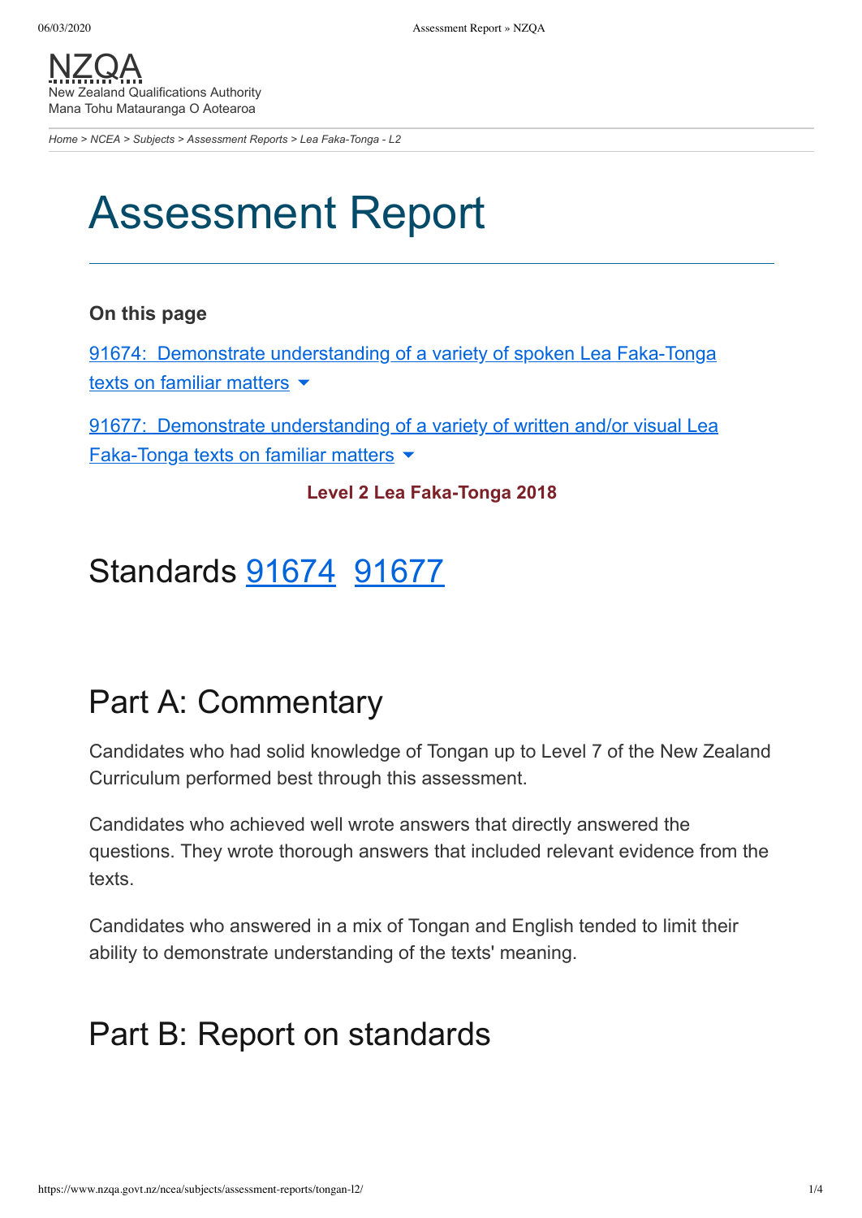NZQA
New Zealand Qualifications Authority
Mana Tohu Matauranga O Aotearoa

*Home > NCEA > Subjects > Assessment Reports > Lea Faka-Tonga - L2*

# Assessment Report

**On this page**

[91674: Demonstrate understanding of a variety of spoken Lea Faka-Tonga texts on familiar matters](#)

[91677: Demonstrate understanding of a variety of written and/or visual Lea Faka-Tonga texts on familiar matters](#)

**Level 2 Lea Faka-Tonga 2018**

## Standards [91674](#) [91677](#)

## Part A: Commentary

Candidates who had solid knowledge of Tongan up to Level 7 of the New Zealand Curriculum performed best through this assessment.

Candidates who achieved well wrote answers that directly answered the questions. They wrote thorough answers that included relevant evidence from the texts.

Candidates who answered in a mix of Tongan and English tended to limit their ability to demonstrate understanding of the texts' meaning.

## Part B: Report on standards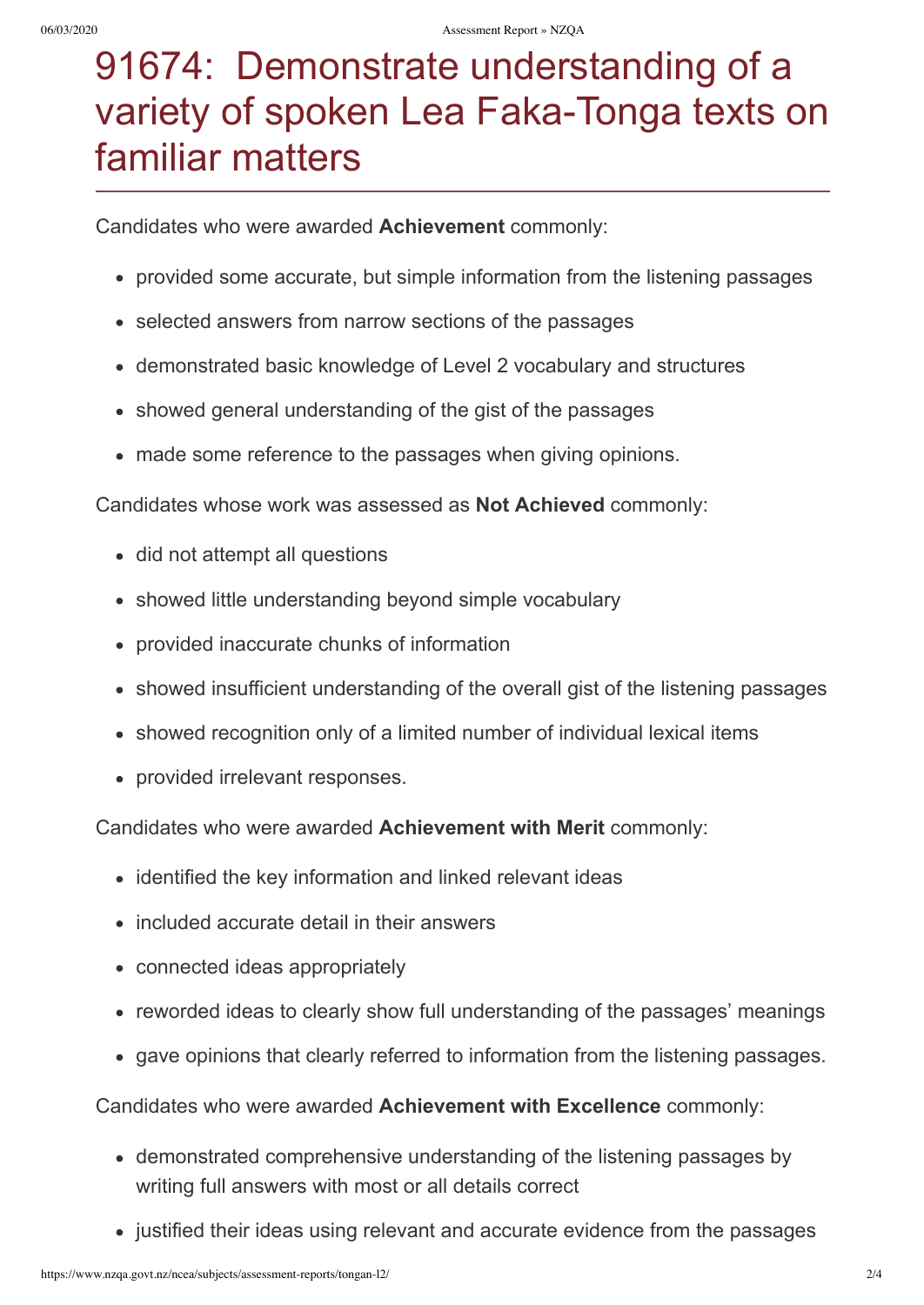# 91674: Demonstrate understanding of a variety of spoken Lea Faka-Tonga texts on familiar matters

Candidates who were awarded **Achievement** commonly:

- provided some accurate, but simple information from the listening passages
- selected answers from narrow sections of the passages
- demonstrated basic knowledge of Level 2 vocabulary and structures
- showed general understanding of the gist of the passages
- made some reference to the passages when giving opinions.

Candidates whose work was assessed as **Not Achieved** commonly:

- did not attempt all questions
- showed little understanding beyond simple vocabulary
- provided inaccurate chunks of information
- showed insufficient understanding of the overall gist of the listening passages
- showed recognition only of a limited number of individual lexical items
- provided irrelevant responses.

Candidates who were awarded **Achievement with Merit** commonly:

- identified the key information and linked relevant ideas
- included accurate detail in their answers
- connected ideas appropriately
- reworded ideas to clearly show full understanding of the passages' meanings
- gave opinions that clearly referred to information from the listening passages.

Candidates who were awarded **Achievement with Excellence** commonly:

- demonstrated comprehensive understanding of the listening passages by writing full answers with most or all details correct
- justified their ideas using relevant and accurate evidence from the passages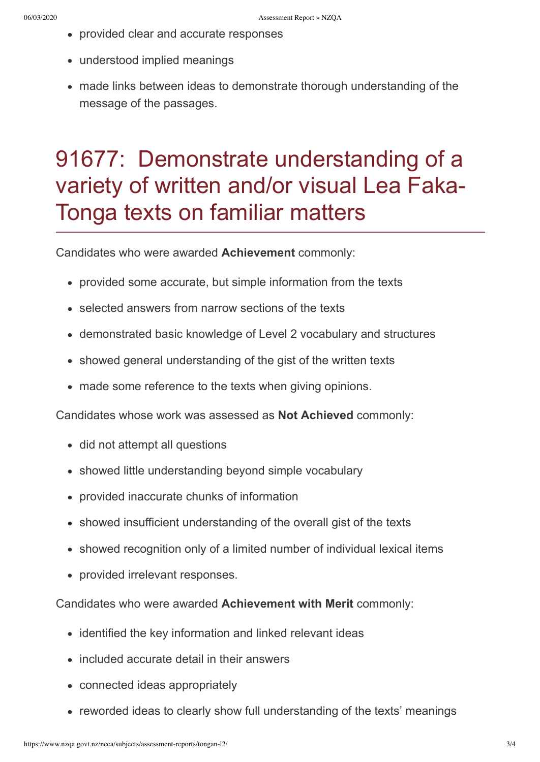- provided clear and accurate responses
- understood implied meanings
- made links between ideas to demonstrate thorough understanding of the message of the passages.

# 91677: Demonstrate understanding of a variety of written and/or visual Lea Faka-Tonga texts on familiar matters

Candidates who were awarded **Achievement** commonly:

- provided some accurate, but simple information from the texts
- selected answers from narrow sections of the texts
- demonstrated basic knowledge of Level 2 vocabulary and structures
- showed general understanding of the gist of the written texts
- made some reference to the texts when giving opinions.

Candidates whose work was assessed as **Not Achieved** commonly:

- did not attempt all questions
- showed little understanding beyond simple vocabulary
- provided inaccurate chunks of information
- showed insufficient understanding of the overall gist of the texts
- showed recognition only of a limited number of individual lexical items
- provided irrelevant responses.

Candidates who were awarded **Achievement with Merit** commonly:

- identified the key information and linked relevant ideas
- included accurate detail in their answers
- connected ideas appropriately
- reworded ideas to clearly show full understanding of the texts' meanings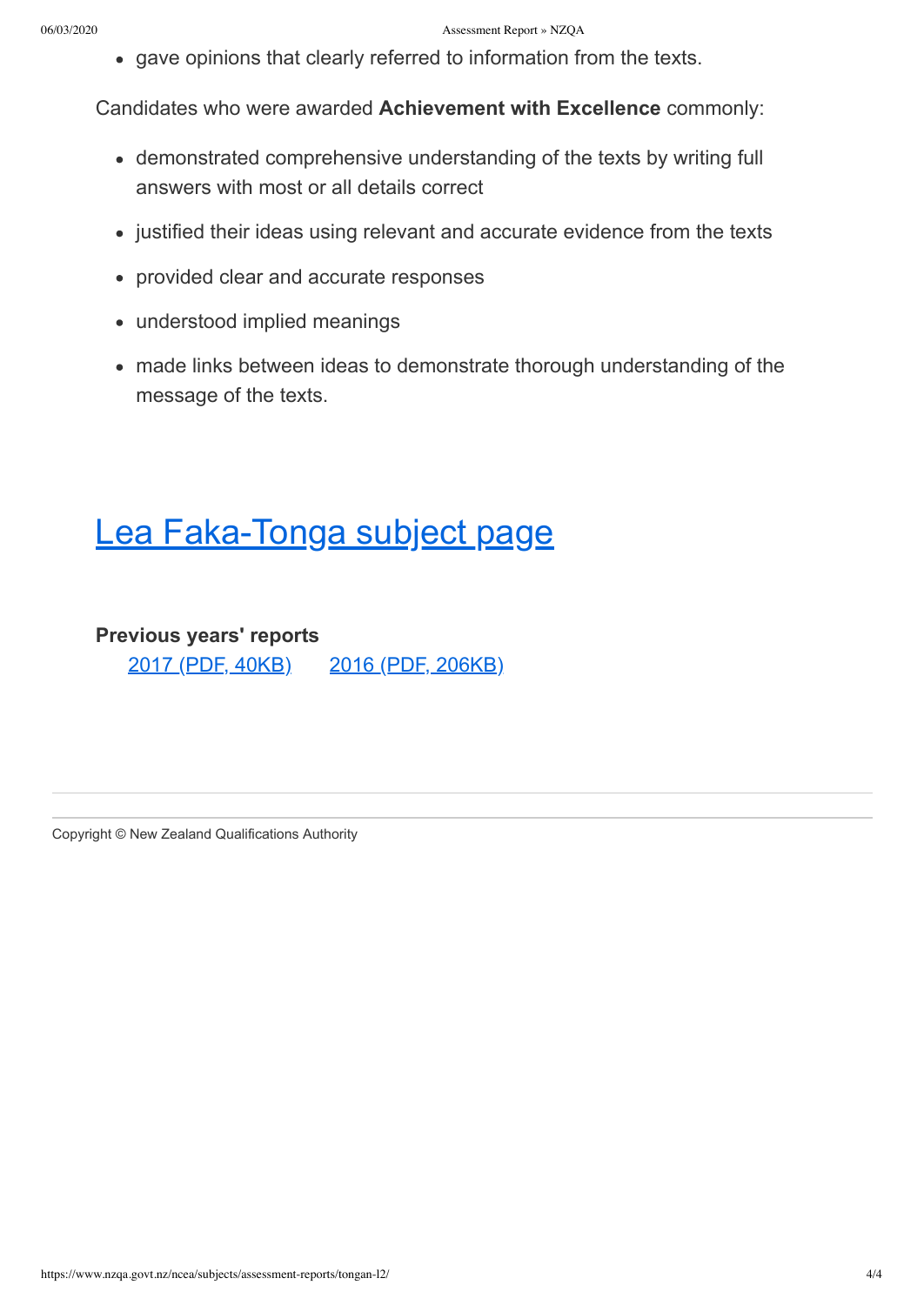- gave opinions that clearly referred to information from the texts.

Candidates who were awarded **Achievement with Excellence** commonly:

- demonstrated comprehensive understanding of the texts by writing full answers with most or all details correct
- justified their ideas using relevant and accurate evidence from the texts
- provided clear and accurate responses
- understood implied meanings
- made links between ideas to demonstrate thorough understanding of the message of the texts.

# Lea Faka-Tonga subject page

**Previous years' reports**

2017 (PDF, 40KB) 2016 (PDF, 206KB)

Copyright © New Zealand Qualifications Authority